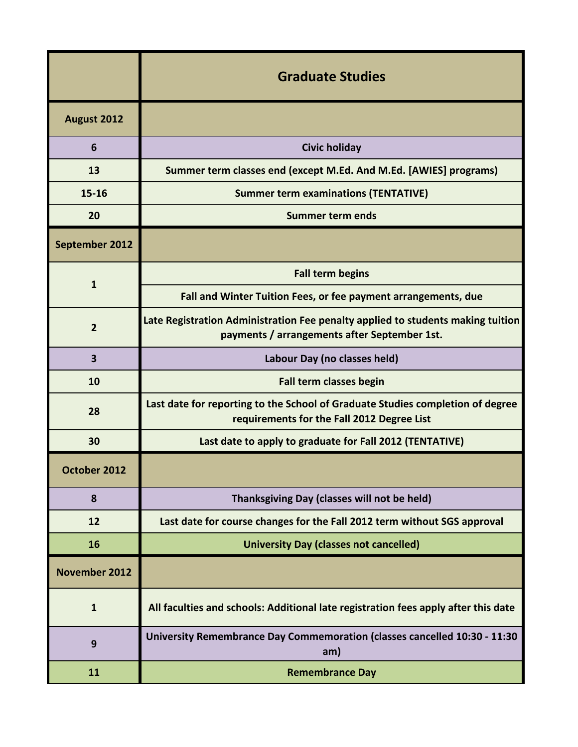| | Graduate Studies |
|---|---|
| **August 2012** | |
| 6 | Civic holiday |
| 13 | Summer term classes end (except M.Ed. And M.Ed. [AWIES] programs) |
| 15-16 | Summer term examinations (TENTATIVE) |
| 20 | Summer term ends |
| **September 2012** | |
| 1 | Fall term begins |
| | Fall and Winter Tuition Fees, or fee payment arrangements, due |
| 2 | Late Registration Administration Fee penalty applied to students making tuition payments / arrangements after September 1st. |
| 3 | Labour Day (no classes held) |
| 10 | Fall term classes begin |
| 28 | Last date for reporting to the School of Graduate Studies completion of degree requirements for the Fall 2012 Degree List |
| 30 | Last date to apply to graduate for Fall 2012 (TENTATIVE) |
| **October 2012** | |
| 8 | Thanksgiving Day (classes will not be held) |
| 12 | Last date for course changes for the Fall 2012 term without SGS approval |
| 16 | University Day (classes not cancelled) |
| **November 2012** | |
| 1 | All faculties and schools: Additional late registration fees apply after this date |
| 9 | University Remembrance Day Commemoration (classes cancelled 10:30 - 11:30 am) |
| 11 | Remembrance Day |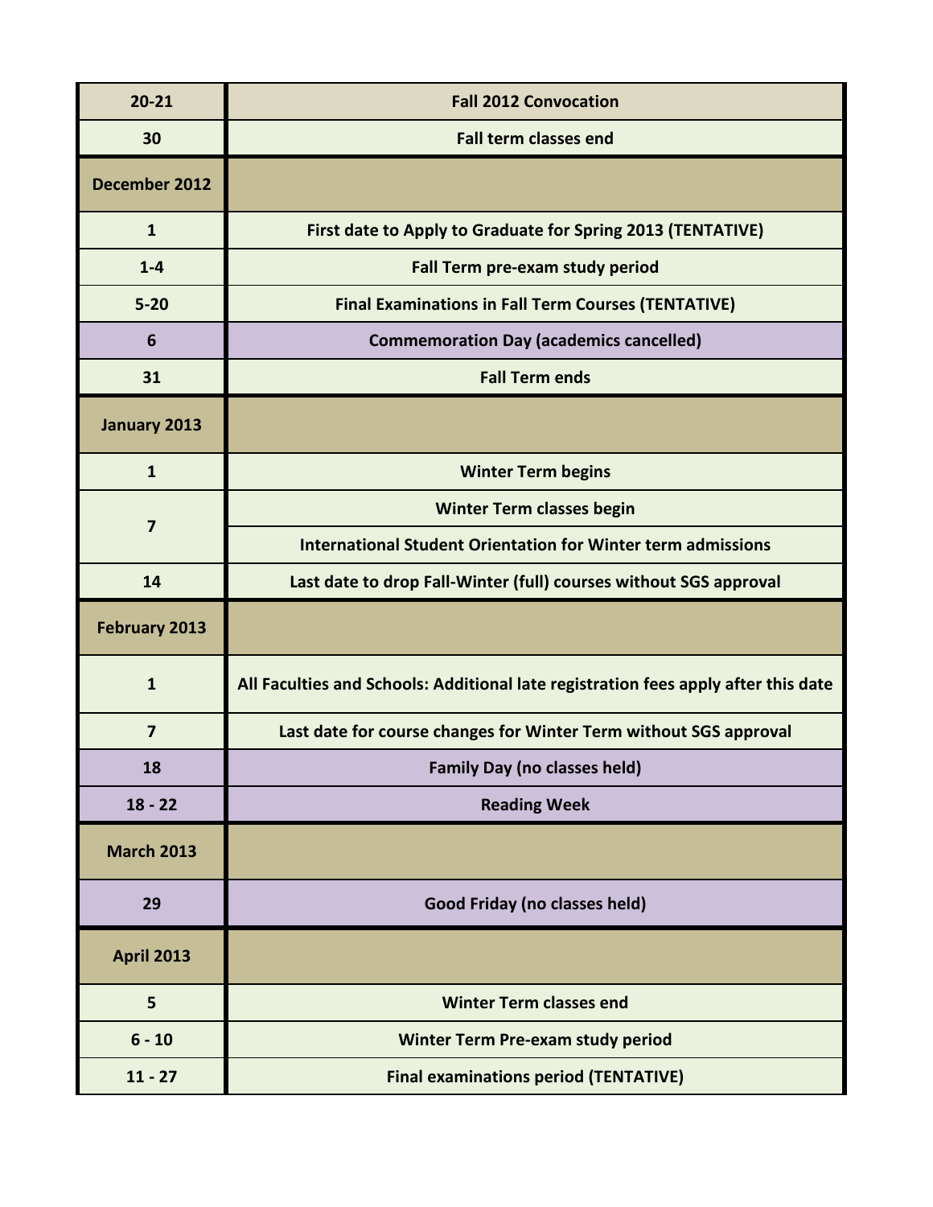| | |
|---|---|
| **20-21** | **Fall 2012 Convocation** |
| **30** | **Fall term classes end** |
| **December 2012** | |
| **1** | **First date to Apply to Graduate for Spring 2013 (TENTATIVE)** |
| **1-4** | **Fall Term pre-exam study period** |
| **5-20** | **Final Examinations in Fall Term Courses (TENTATIVE)** |
| **6** | **Commemoration Day (academics cancelled)** |
| **31** | **Fall Term ends** |
| **January 2013** | |
| **1** | **Winter Term begins** |
| **7** | **Winter Term classes begin** |
| | **International Student Orientation for Winter term admissions** |
| **14** | **Last date to drop Fall-Winter (full) courses without SGS approval** |
| **February 2013** | |
| **1** | **All Faculties and Schools: Additional late registration fees apply after this date** |
| **7** | **Last date for course changes for Winter Term without SGS approval** |
| **18** | **Family Day (no classes held)** |
| **18 - 22** | **Reading Week** |
| **March 2013** | |
| **29** | **Good Friday (no classes held)** |
| **April 2013** | |
| **5** | **Winter Term classes end** |
| **6 - 10** | **Winter Term Pre-exam study period** |
| **11 - 27** | **Final examinations period (TENTATIVE)** |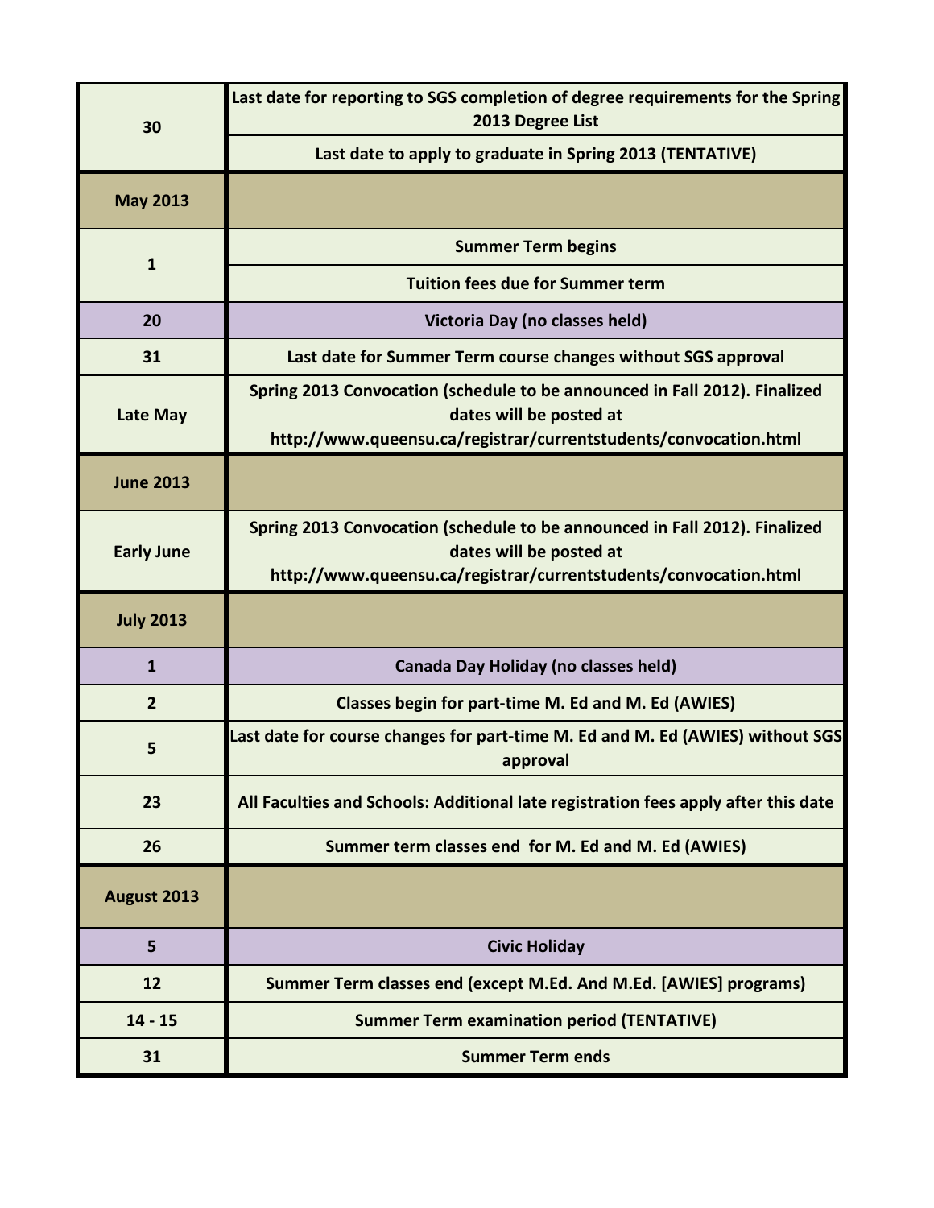| | |
|---|---|
| 30 | Last date for reporting to SGS completion of degree requirements for the Spring 2013 Degree List |
| | Last date to apply to graduate in Spring 2013 (TENTATIVE) |
| **May 2013** | |
| 1 | Summer Term begins |
| | Tuition fees due for Summer term |
| 20 | Victoria Day (no classes held) |
| 31 | Last date for Summer Term course changes without SGS approval |
| Late May | Spring 2013 Convocation (schedule to be announced in Fall 2012). Finalized dates will be posted at http://www.queensu.ca/registrar/currentstudents/convocation.html |
| **June 2013** | |
| Early June | Spring 2013 Convocation (schedule to be announced in Fall 2012). Finalized dates will be posted at http://www.queensu.ca/registrar/currentstudents/convocation.html |
| **July 2013** | |
| 1 | Canada Day Holiday (no classes held) |
| 2 | Classes begin for part-time M. Ed and M. Ed (AWIES) |
| 5 | Last date for course changes for part-time M. Ed and M. Ed (AWIES) without SGS approval |
| 23 | All Faculties and Schools: Additional late registration fees apply after this date |
| 26 | Summer term classes end for M. Ed and M. Ed (AWIES) |
| **August 2013** | |
| 5 | Civic Holiday |
| 12 | Summer Term classes end (except M.Ed. And M.Ed. [AWIES] programs) |
| 14 - 15 | Summer Term examination period (TENTATIVE) |
| 31 | Summer Term ends |